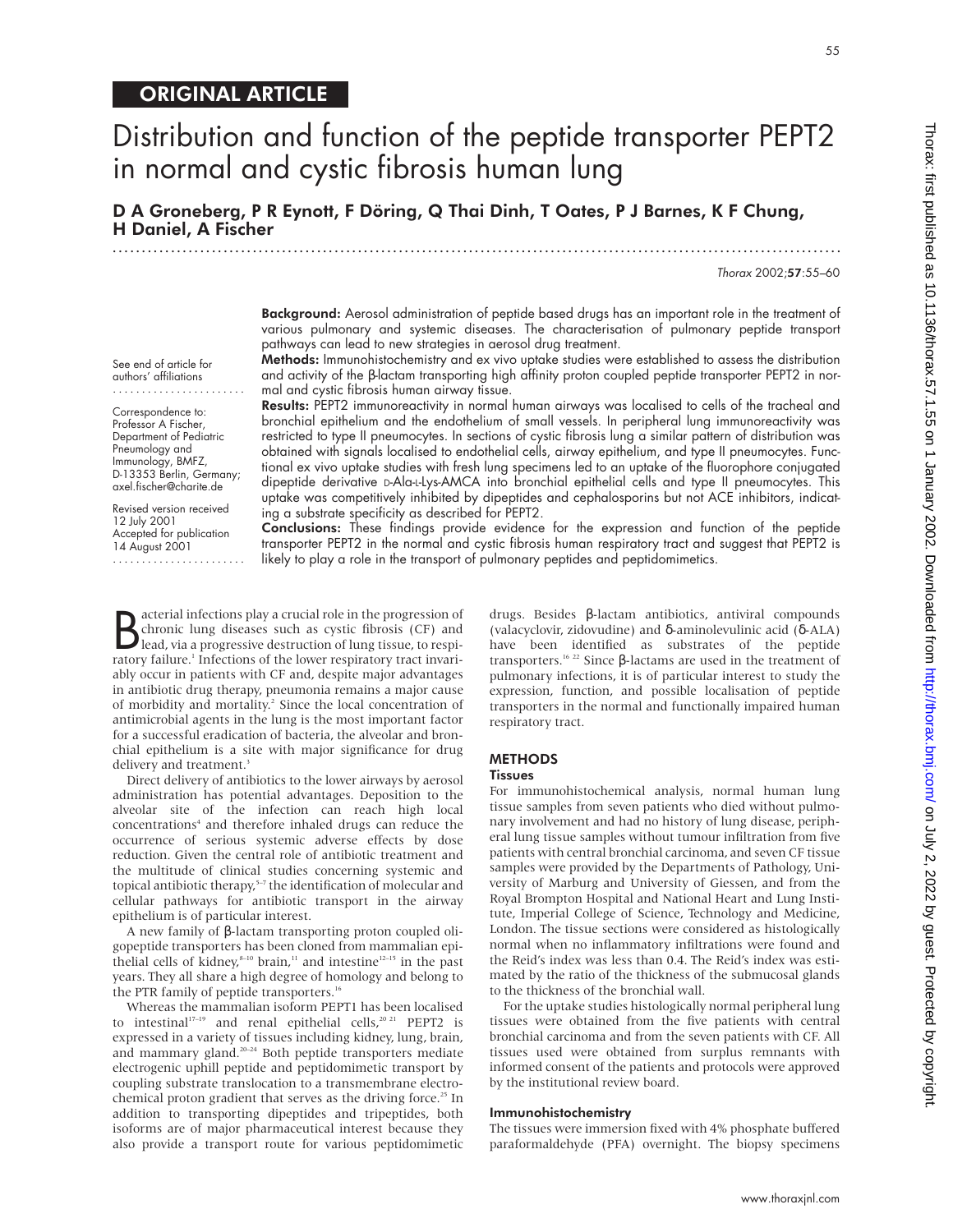ORIGINAL ARTICLE

# Distribution and function of the peptide transporter PEPT2 in normal and cystic fibrosis human lung

**D A Groneberg, P R Eynott, F Döring, Q Thai Dinh, T Oates, P J Barnes, K F Chung, H Daniel, A Fischer**

*Thorax* 2002;**57**:55–60

See end of article for authors' affiliations

Correspondence to: Professor A Fischer, Department of Pediatric Pneumology and Immunology, BMFZ, D-13353 Berlin, Germany; axel.fischer@charite.de

Revised version received 12 July 2001
Accepted for publication 14 August 2001

**Background:** Aerosol administration of peptide based drugs has an important role in the treatment of various pulmonary and systemic diseases. The characterisation of pulmonary peptide transport pathways can lead to new strategies in aerosol drug treatment.

**Methods:** Immunohistochemistry and ex vivo uptake studies were established to assess the distribution and activity of the β-lactam transporting high affinity proton coupled peptide transporter PEPT2 in normal and cystic fibrosis human airway tissue.

**Results:** PEPT2 immunoreactivity in normal human airways was localised to cells of the tracheal and bronchial epithelium and the endothelium of small vessels. In peripheral lung immunoreactivity was restricted to type II pneumocytes. In sections of cystic fibrosis lung a similar pattern of distribution was obtained with signals localised to endothelial cells, airway epithelium, and type II pneumocytes. Functional ex vivo uptake studies with fresh lung specimens led to an uptake of the fluorophore conjugated dipeptide derivative D-Ala-L-Lys-AMCA into bronchial epithelial cells and type II pneumocytes. This uptake was competitively inhibited by dipeptides and cephalosporins but not ACE inhibitors, indicating a substrate specificity as described for PEPT2.

**Conclusions:** These findings provide evidence for the expression and function of the peptide transporter PEPT2 in the normal and cystic fibrosis human respiratory tract and suggest that PEPT2 is likely to play a role in the transport of pulmonary peptides and peptidomimetics.

Bacterial infections play a crucial role in the progression of chronic lung diseases such as cystic fibrosis (CF) and lead, via a progressive destruction of lung tissue, to respiratory failure.[1] Infections of the lower respiratory tract invariably occur in patients with CF and, despite major advantages in antibiotic drug therapy, pneumonia remains a major cause of morbidity and mortality.[2] Since the local concentration of antimicrobial agents in the lung is the most important factor for a successful eradication of bacteria, the alveolar and bronchial epithelium is a site with major significance for drug delivery and treatment.[3]

Direct delivery of antibiotics to the lower airways by aerosol administration has potential advantages. Deposition to the alveolar site of the infection can reach high local concentrations[4] and therefore inhaled drugs can reduce the occurrence of serious systemic adverse effects by dose reduction. Given the central role of antibiotic treatment and the multitude of clinical studies concerning systemic and topical antibiotic therapy,[5–7] the identification of molecular and cellular pathways for antibiotic transport in the airway epithelium is of particular interest.

A new family of β-lactam transporting proton coupled oligopeptide transporters has been cloned from mammalian epithelial cells of kidney,[8–10] brain,[11] and intestine[12–15] in the past years. They all share a high degree of homology and belong to the PTR family of peptide transporters.[16]

Whereas the mammalian isoform PEPT1 has been localised to intestinal[17–19] and renal epithelial cells,[20 21] PEPT2 is expressed in a variety of tissues including kidney, lung, brain, and mammary gland.[20–24] Both peptide transporters mediate electrogenic uphill peptide and peptidomimetic transport by coupling substrate translocation to a transmembrane electrochemical proton gradient that serves as the driving force.[25] In addition to transporting dipeptides and tripeptides, both isoforms are of major pharmaceutical interest because they also provide a transport route for various peptidomimetic drugs. Besides β-lactam antibiotics, antiviral compounds (valacyclovir, zidovudine) and δ-aminolevulinic acid (δ-ALA) have been identified as substrates of the peptide transporters.[16 22] Since β-lactams are used in the treatment of pulmonary infections, it is of particular interest to study the expression, function, and possible localisation of peptide transporters in the normal and functionally impaired human respiratory tract.

## METHODS

### Tissues

For immunohistochemical analysis, normal human lung tissue samples from seven patients who died without pulmonary involvement and had no history of lung disease, peripheral lung tissue samples without tumour infiltration from five patients with central bronchial carcinoma, and seven CF tissue samples were provided by the Departments of Pathology, University of Marburg and University of Giessen, and from the Royal Brompton Hospital and National Heart and Lung Institute, Imperial College of Science, Technology and Medicine, London. The tissue sections were considered as histologically normal when no inflammatory infiltrations were found and the Reid's index was less than 0.4. The Reid's index was estimated by the ratio of the thickness of the submucosal glands to the thickness of the bronchial wall.

For the uptake studies histologically normal peripheral lung tissues were obtained from the five patients with central bronchial carcinoma and from the seven patients with CF. All tissues used were obtained from surplus remnants with informed consent of the patients and protocols were approved by the institutional review board.

### Immunohistochemistry

The tissues were immersion fixed with 4% phosphate buffered paraformaldehyde (PFA) overnight. The biopsy specimens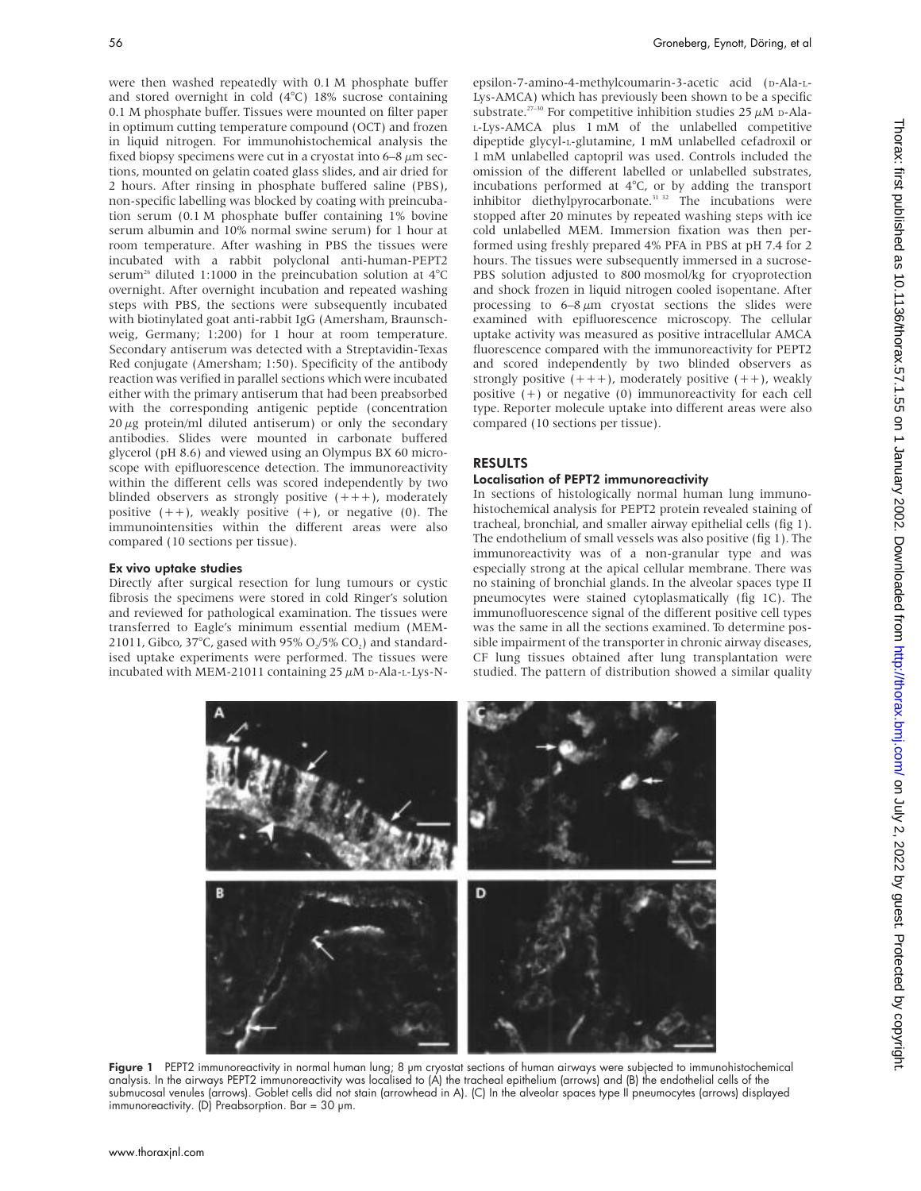were then washed repeatedly with 0.1 M phosphate buffer and stored overnight in cold (4°C) 18% sucrose containing 0.1 M phosphate buffer. Tissues were mounted on filter paper in optimum cutting temperature compound (OCT) and frozen in liquid nitrogen. For immunohistochemical analysis the fixed biopsy specimens were cut in a cryostat into 6–8 μm sections, mounted on gelatin coated glass slides, and air dried for 2 hours. After rinsing in phosphate buffered saline (PBS), non-specific labelling was blocked by coating with preincubation serum (0.1 M phosphate buffer containing 1% bovine serum albumin and 10% normal swine serum) for 1 hour at room temperature. After washing in PBS the tissues were incubated with a rabbit polyclonal anti-human-PEPT2 serum[26] diluted 1:1000 in the preincubation solution at 4°C overnight. After overnight incubation and repeated washing steps with PBS, the sections were subsequently incubated with biotinylated goat anti-rabbit IgG (Amersham, Braunschweig, Germany; 1:200) for 1 hour at room temperature. Secondary antiserum was detected with a Streptavidin-Texas Red conjugate (Amersham; 1:50). Specificity of the antibody reaction was verified in parallel sections which were incubated either with the primary antiserum that had been preabsorbed with the corresponding antigenic peptide (concentration 20 μg protein/ml diluted antiserum) or only the secondary antibodies. Slides were mounted in carbonate buffered glycerol (pH 8.6) and viewed using an Olympus BX 60 microscope with epifluorescence detection. The immunoreactivity within the different cells was scored independently by two blinded observers as strongly positive (+++), moderately positive (++), weakly positive (+), or negative (0). The immunointensities within the different areas were also compared (10 sections per tissue).

### Ex vivo uptake studies

Directly after surgical resection for lung tumours or cystic fibrosis the specimens were stored in cold Ringer's solution and reviewed for pathological examination. The tissues were transferred to Eagle's minimum essential medium (MEM-21011, Gibco, 37°C, gased with 95% $O_2$/5% $CO_2$) and standardised uptake experiments were performed. The tissues were incubated with MEM-21011 containing 25 μM D-Ala-L-Lys-N-epsilon-7-amino-4-methylcoumarin-3-acetic acid (D-Ala-L-Lys-AMCA) which has previously been shown to be a specific substrate.[27–30] For competitive inhibition studies 25 μM D-Ala-L-Lys-AMCA plus 1 mM of the unlabelled competitive dipeptide glycyl-L-glutamine, 1 mM unlabelled cefadroxil or 1 mM unlabelled captopril was used. Controls included the omission of the different labelled or unlabelled substrates, incubations performed at 4°C, or by adding the transport inhibitor diethylpyrocarbonate.[31 32] The incubations were stopped after 20 minutes by repeated washing steps with ice cold unlabelled MEM. Immersion fixation was then performed using freshly prepared 4% PFA in PBS at pH 7.4 for 2 hours. The tissues were subsequently immersed in a sucrose-PBS solution adjusted to 800 mosmol/kg for cryoprotection and shock frozen in liquid nitrogen cooled isopentane. After processing to 6–8 μm cryostat sections the slides were examined with epifluorescence microscopy. The cellular uptake activity was measured as positive intracellular AMCA fluorescence compared with the immunoreactivity for PEPT2 and scored independently by two blinded observers as strongly positive (+++), moderately positive (++), weakly positive (+) or negative (0) immunoreactivity for each cell type. Reporter molecule uptake into different areas were also compared (10 sections per tissue).

## RESULTS

### Localisation of PEPT2 immunoreactivity

In sections of histologically normal human lung immunohistochemical analysis for PEPT2 protein revealed staining of tracheal, bronchial, and smaller airway epithelial cells (fig 1). The endothelium of small vessels was also positive (fig 1). The immunoreactivity was of a non-granular type and was especially strong at the apical cellular membrane. There was no staining of bronchial glands. In the alveolar spaces type II pneumocytes were stained cytoplasmatically (fig 1C). The immunofluorescence signal of the different positive cell types was the same in all the sections examined. To determine possible impairment of the transporter in chronic airway diseases, CF lung tissues obtained after lung transplantation were studied. The pattern of distribution showed a similar quality

**Figure 1** PEPT2 immunoreactivity in normal human lung; 8 μm cryostat sections of human airways were subjected to immunohistochemical analysis. In the airways PEPT2 immunoreactivity was localised to (A) the tracheal epithelium (arrows) and (B) the endothelial cells of the submucosal venules (arrows). Goblet cells did not stain (arrowhead in A). (C) In the alveolar spaces type II pneumocytes (arrows) displayed immunoreactivity. (D) Preabsorption. Bar = 30 μm.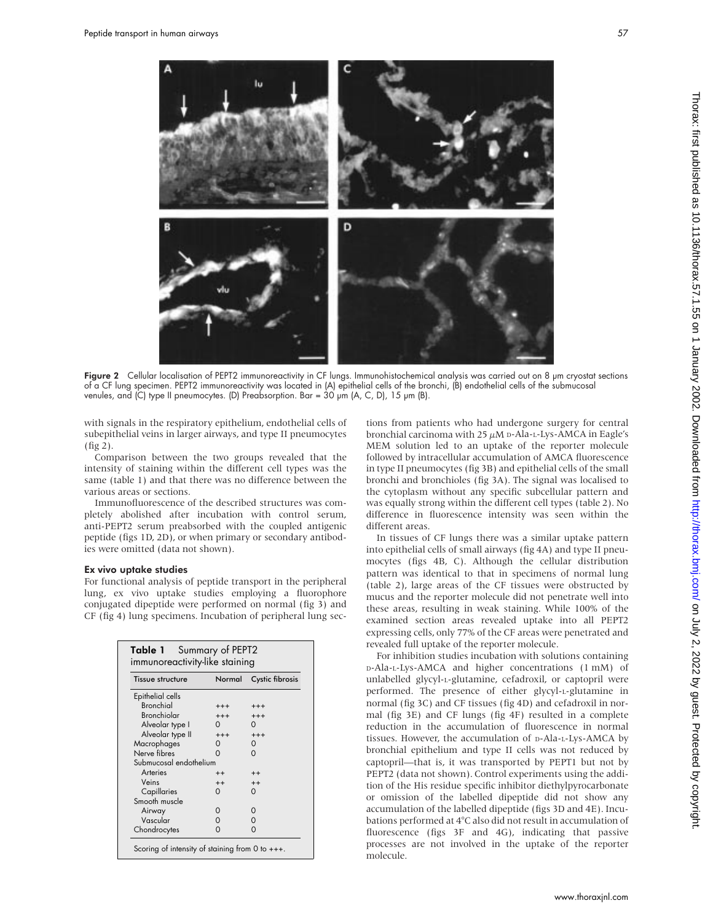Figure 2 Cellular localisation of PEPT2 immunoreactivity in CF lungs. Immunohistochemical analysis was carried out on 8 µm cryostat sections of a CF lung specimen. PEPT2 immunoreactivity was located in (A) epithelial cells of the bronchi, (B) endothelial cells of the submucosal venules, and (C) type II pneumocytes. (D) Preabsorption. Bar = 30 µm (A, C, D), 15 µm (B).

with signals in the respiratory epithelium, endothelial cells of subepithelial veins in larger airways, and type II pneumocytes (fig 2).

Comparison between the two groups revealed that the intensity of staining within the different cell types was the same (table 1) and that there was no difference between the various areas or sections.

Immunofluorescence of the described structures was completely abolished after incubation with control serum, anti-PEPT2 serum preabsorbed with the coupled antigenic peptide (figs 1D, 2D), or when primary or secondary antibodies were omitted (data not shown).

#### Ex vivo uptake studies

For functional analysis of peptide transport in the peripheral lung, ex vivo uptake studies employing a fluorophore conjugated dipeptide were performed on normal (fig 3) and CF (fig 4) lung specimens. Incubation of peripheral lung sections from patients who had undergone surgery for central bronchial carcinoma with 25 $\mu$M D-Ala-L-Lys-AMCA in Eagle's MEM solution led to an uptake of the reporter molecule followed by intracellular accumulation of AMCA fluorescence in type II pneumocytes (fig 3B) and epithelial cells of the small bronchi and bronchioles (fig 3A). The signal was localised to the cytoplasm without any specific subcellular pattern and was equally strong within the different cell types (table 2). No difference in fluorescence intensity was seen within the different areas.

In tissues of CF lungs there was a similar uptake pattern into epithelial cells of small airways (fig 4A) and type II pneumocytes (figs 4B, C). Although the cellular distribution pattern was identical to that in specimens of normal lung (table 2), large areas of the CF tissues were obstructed by mucus and the reporter molecule did not penetrate well into these areas, resulting in weak staining. While 100% of the examined section areas revealed uptake into all PEPT2 expressing cells, only 77% of the CF areas were penetrated and revealed full uptake of the reporter molecule.

For inhibition studies incubation with solutions containing D-Ala-L-Lys-AMCA and higher concentrations (1 mM) of unlabelled glycyl-L-glutamine, cefadroxil, or captopril were performed. The presence of either glycyl-L-glutamine in normal (fig 3C) and CF tissues (fig 4D) and cefadroxil in normal (fig 3E) and CF lungs (fig 4F) resulted in a complete reduction in the accumulation of fluorescence in normal tissues. However, the accumulation of D-Ala-L-Lys-AMCA by bronchial epithelium and type II cells was not reduced by captopril—that is, it was transported by PEPT1 but not by PEPT2 (data not shown). Control experiments using the addition of the His residue specific inhibitor diethylpyrocarbonate or omission of the labelled dipeptide did not show any accumulation of the labelled dipeptide (figs 3D and 4E). Incubations performed at 4°C also did not result in accumulation of fluorescence (figs 3F and 4G), indicating that passive processes are not involved in the uptake of the reporter molecule.

**Table 1** Summary of PEPT2 immunoreactivity-like staining

| Tissue structure | Normal | Cystic fibrosis |
|---|---|---|
| Epithelial cells | | |
| Bronchial | +++ | +++ |
| Bronchiolar | +++ | +++ |
| Alveolar type I | 0 | 0 |
| Alveolar type II | +++ | +++ |
| Macrophages | 0 | 0 |
| Nerve fibres | 0 | 0 |
| Submucosal endothelium | | |
| Arteries | ++ | ++ |
| Veins | ++ | ++ |
| Capillaries | 0 | 0 |
| Smooth muscle | | |
| Airway | 0 | 0 |
| Vascular | 0 | 0 |
| Chondrocytes | 0 | 0 |

Scoring of intensity of staining from 0 to +++.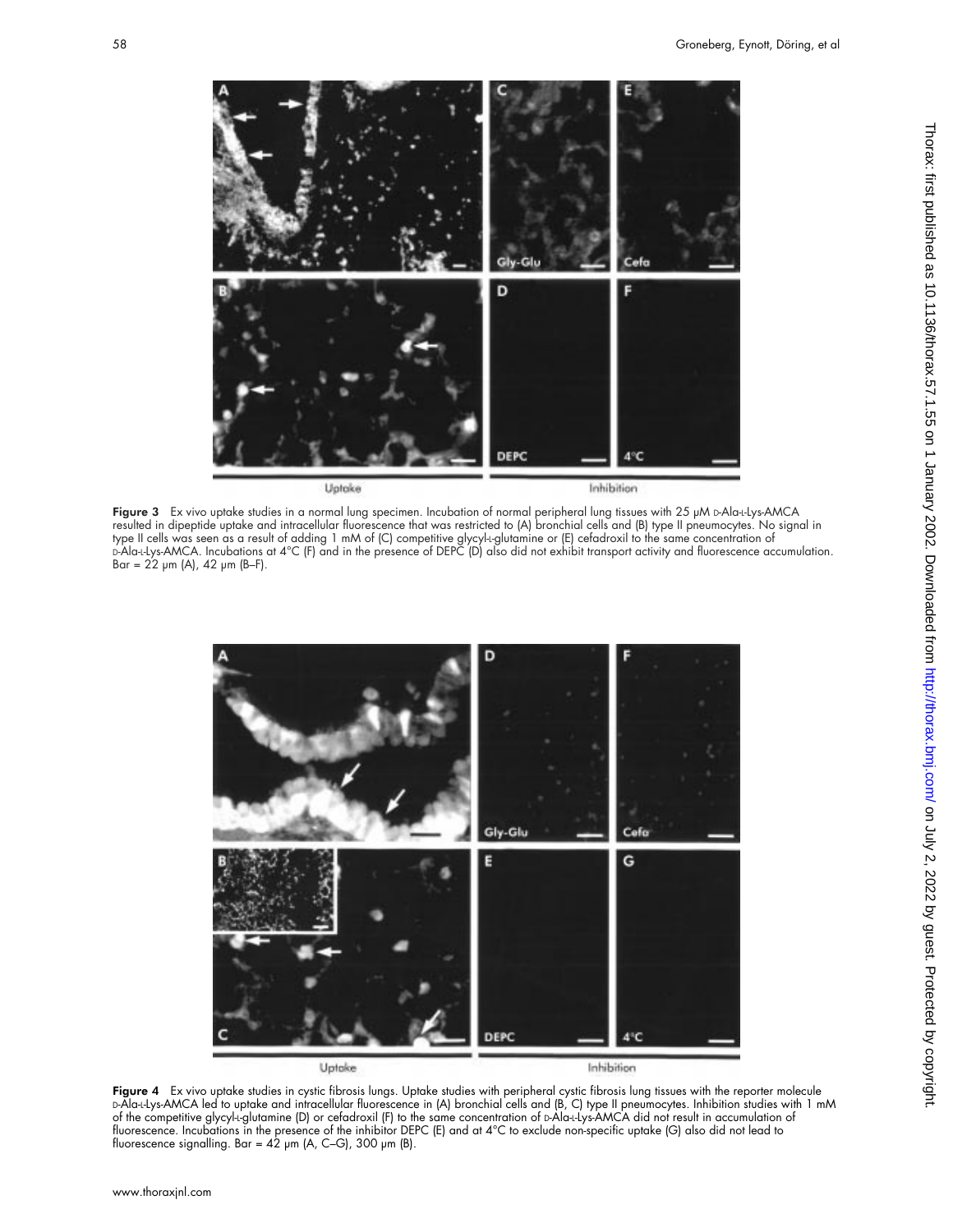**Figure 3** Ex vivo uptake studies in a normal lung specimen. Incubation of normal peripheral lung tissues with 25 μM D-Ala-L-Lys-AMCA resulted in dipeptide uptake and intracellular fluorescence that was restricted to (A) bronchial cells and (B) type II pneumocytes. No signal in type II cells was seen as a result of adding 1 mM of (C) competitive glycyl-L-glutamine or (E) cefadroxil to the same concentration of D-Ala-L-Lys-AMCA. Incubations at 4°C (F) and in the presence of DEPC (D) also did not exhibit transport activity and fluorescence accumulation. Bar = 22 μm (A), 42 μm (B–F).

**Figure 4** Ex vivo uptake studies in cystic fibrosis lungs. Uptake studies with peripheral cystic fibrosis lung tissues with the reporter molecule D-Ala-L-Lys-AMCA led to uptake and intracellular fluorescence in (A) bronchial cells and (B, C) type II pneumocytes. Inhibition studies with 1 mM of the competitive glycyl-L-glutamine (D) or cefadroxil (F) to the same concentration of D-Ala-L-Lys-AMCA did not result in accumulation of fluorescence. Incubations in the presence of the inhibitor DEPC (E) and at 4°C to exclude non-specific uptake (G) also did not lead to fluorescence signalling. Bar = 42 μm (A, C–G), 300 μm (B).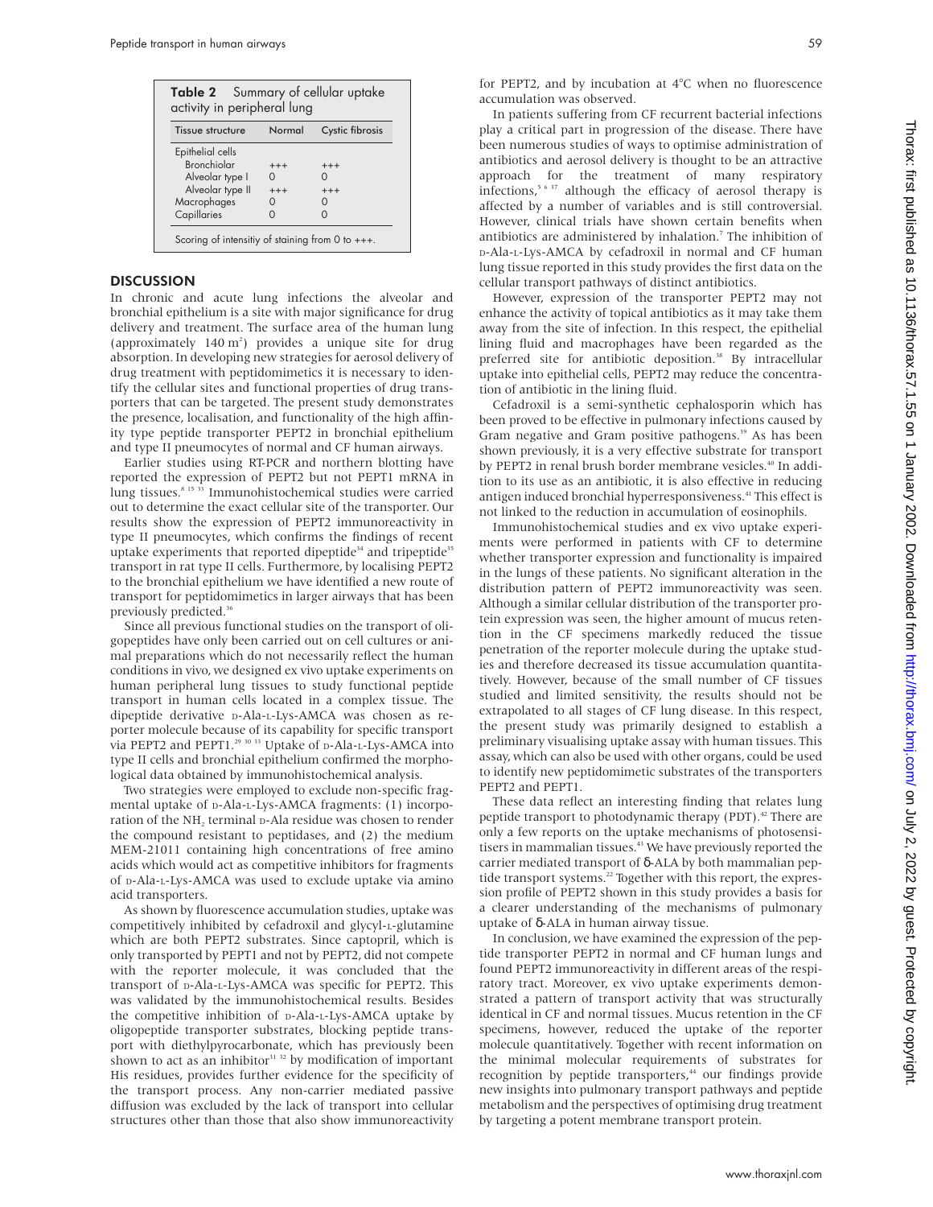**Table 2** Summary of cellular uptake activity in peripheral lung

| Tissue structure | Normal | Cystic fibrosis |
|---|---|---|
| Epithelial cells | | |
| Bronchiolar | +++ | +++ |
| Alveolar type I | 0 | 0 |
| Alveolar type II | +++ | +++ |
| Macrophages | 0 | 0 |
| Capillaries | 0 | 0 |

Scoring of intensitiy of staining from 0 to +++.

## DISCUSSION

In chronic and acute lung infections the alveolar and bronchial epithelium is a site with major significance for drug delivery and treatment. The surface area of the human lung (approximately 140 $m^2$) provides a unique site for drug absorption. In developing new strategies for aerosol delivery of drug treatment with peptidomimetics it is necessary to identify the cellular sites and functional properties of drug transporters that can be targeted. The present study demonstrates the presence, localisation, and functionality of the high affinity type peptide transporter PEPT2 in bronchial epithelium and type II pneumocytes of normal and CF human airways.

Earlier studies using RT-PCR and northern blotting have reported the expression of PEPT2 but not PEPT1 mRNA in lung tissues.[8 15 33] Immunohistochemical studies were carried out to determine the exact cellular site of the transporter. Our results show the expression of PEPT2 immunoreactivity in type II pneumocytes, which confirms the findings of recent uptake experiments that reported dipeptide[34] and tripeptide[35] transport in rat type II cells. Furthermore, by localising PEPT2 to the bronchial epithelium we have identified a new route of transport for peptidomimetics in larger airways that has been previously predicted.[36]

Since all previous functional studies on the transport of oligopeptides have only been carried out on cell cultures or animal preparations which do not necessarily reflect the human conditions in vivo, we designed ex vivo uptake experiments on human peripheral lung tissues to study functional peptide transport in human cells located in a complex tissue. The dipeptide derivative D-Ala-L-Lys-AMCA was chosen as reporter molecule because of its capability for specific transport via PEPT2 and PEPT1.[29 30 33] Uptake of D-Ala-L-Lys-AMCA into type II cells and bronchial epithelium confirmed the morphological data obtained by immunohistochemical analysis.

Two strategies were employed to exclude non-specific fragmental uptake of D-Ala-L-Lys-AMCA fragments: (1) incorporation of the $NH_2$ terminal D-Ala residue was chosen to render the compound resistant to peptidases, and (2) the medium MEM-21011 containing high concentrations of free amino acids which would act as competitive inhibitors for fragments of D-Ala-L-Lys-AMCA was used to exclude uptake via amino acid transporters.

As shown by fluorescence accumulation studies, uptake was competitively inhibited by cefadroxil and glycyl-L-glutamine which are both PEPT2 substrates. Since captopril, which is only transported by PEPT1 and not by PEPT2, did not compete with the reporter molecule, it was concluded that the transport of D-Ala-L-Lys-AMCA was specific for PEPT2. This was validated by the immunohistochemical results. Besides the competitive inhibition of D-Ala-L-Lys-AMCA uptake by oligopeptide transporter substrates, blocking peptide transport with diethylpyrocarbonate, which has previously been shown to act as an inhibitor[31 32] by modification of important His residues, provides further evidence for the specificity of the transport process. Any non-carrier mediated passive diffusion was excluded by the lack of transport into cellular structures other than those that also show immunoreactivity for PEPT2, and by incubation at 4°C when no fluorescence accumulation was observed.

In patients suffering from CF recurrent bacterial infections play a critical part in progression of the disease. There have been numerous studies of ways to optimise administration of antibiotics and aerosol delivery is thought to be an attractive approach for the treatment of many respiratory infections,[5 6 37] although the efficacy of aerosol therapy is affected by a number of variables and is still controversial. However, clinical trials have shown certain benefits when antibiotics are administered by inhalation.[7] The inhibition of D-Ala-L-Lys-AMCA by cefadroxil in normal and CF human lung tissue reported in this study provides the first data on the cellular transport pathways of distinct antibiotics.

However, expression of the transporter PEPT2 may not enhance the activity of topical antibiotics as it may take them away from the site of infection. In this respect, the epithelial lining fluid and macrophages have been regarded as the preferred site for antibiotic deposition.[38] By intracellular uptake into epithelial cells, PEPT2 may reduce the concentration of antibiotic in the lining fluid.

Cefadroxil is a semi-synthetic cephalosporin which has been proved to be effective in pulmonary infections caused by Gram negative and Gram positive pathogens.[39] As has been shown previously, it is a very effective substrate for transport by PEPT2 in renal brush border membrane vesicles.[40] In addition to its use as an antibiotic, it is also effective in reducing antigen induced bronchial hyperresponsiveness.[41] This effect is not linked to the reduction in accumulation of eosinophils.

Immunohistochemical studies and ex vivo uptake experiments were performed in patients with CF to determine whether transporter expression and functionality is impaired in the lungs of these patients. No significant alteration in the distribution pattern of PEPT2 immunoreactivity was seen. Although a similar cellular distribution of the transporter protein expression was seen, the higher amount of mucus retention in the CF specimens markedly reduced the tissue penetration of the reporter molecule during the uptake studies and therefore decreased its tissue accumulation quantitatively. However, because of the small number of CF tissues studied and limited sensitivity, the results should not be extrapolated to all stages of CF lung disease. In this respect, the present study was primarily designed to establish a preliminary visualising uptake assay with human tissues. This assay, which can also be used with other organs, could be used to identify new peptidomimetic substrates of the transporters PEPT2 and PEPT1.

These data reflect an interesting finding that relates lung peptide transport to photodynamic therapy (PDT).[42] There are only a few reports on the uptake mechanisms of photosensitisers in mammalian tissues.[43] We have previously reported the carrier mediated transport of δ-ALA by both mammalian peptide transport systems.[22] Together with this report, the expression profile of PEPT2 shown in this study provides a basis for a clearer understanding of the mechanisms of pulmonary uptake of δ-ALA in human airway tissue.

In conclusion, we have examined the expression of the peptide transporter PEPT2 in normal and CF human lungs and found PEPT2 immunoreactivity in different areas of the respiratory tract. Moreover, ex vivo uptake experiments demonstrated a pattern of transport activity that was structurally identical in CF and normal tissues. Mucus retention in the CF specimens, however, reduced the uptake of the reporter molecule quantitatively. Together with recent information on the minimal molecular requirements of substrates for recognition by peptide transporters,[44] our findings provide new insights into pulmonary transport pathways and peptide metabolism and the perspectives of optimising drug treatment by targeting a potent membrane transport protein.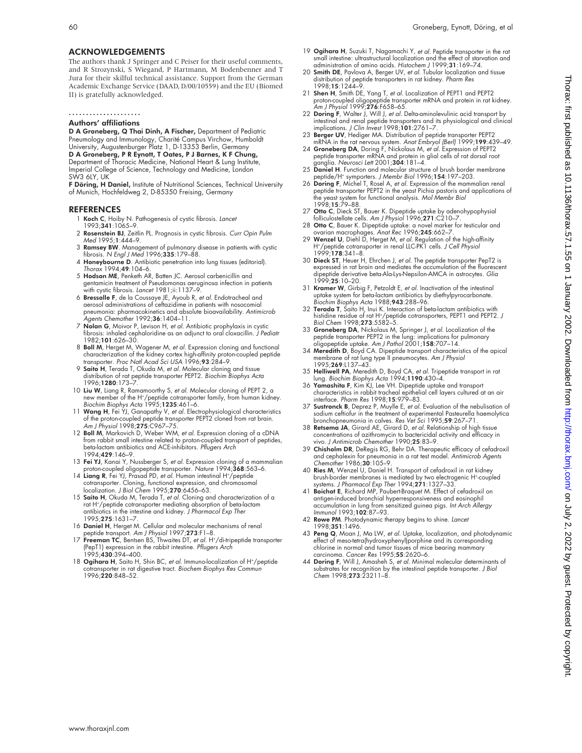## ACKNOWLEDGEMENTS

The authors thank J Springer and C Peiser for their useful comments, and R Strozynski, S Wiegand, P Hartmann, M Bodenbenner and T Jura for their skilful technical assistance. Support from the German Academic Exchange Service (DAAD, D/00/10559) and the EU (Biomed II) is gratefully acknowledged.

### Authors' affiliations

**D A Groneberg, Q Thai Dinh, A Fischer,** Department of Pediatric Pneumology and Immunology, Charité Campus Virchow, Humboldt University, Augustenburger Platz 1, D-13353 Berlin, Germany
**D A Groneberg, P R Eynott, T Oates, P J Barnes, K F Chung,** Department of Thoracic Medicine, National Heart & Lung Institute, Imperial College of Science, Technology and Medicine, London SW3 6LY, UK
**F Döring, H Daniel,** Institute of Nutritional Sciences, Technical University of Munich, Hochfeldweg 2, D-85350 Freising, Germany

## REFERENCES

1. **Koch C**, Hoiby N. Pathogenesis of cystic fibrosis. *Lancet* 1993;**341**:1065–9.
2. **Rosenstein BJ**, Zeitlin PL. Prognosis in cystic fibrosis. *Curr Opin Pulm Med* 1995;**1**:444–9.
3. **Ramsey BW**. Management of pulmonary disease in patients with cystic fibrosis. *N Engl J Med* 1996;**335**:179–88.
4. **Honeybourne D**. Antibiotic penetration into lung tissues (editorial). *Thorax* 1994;**49**:104–6.
5. **Hodson ME**, Penketh AR, Batten JC. Aerosol carbenicillin and gentamicin treatment of Pseudomonas aeruginosa infection in patients with cystic fibrosis. *Lancet* 1981;ii:1137–9.
6. **Bressolle F**, de la Coussaye JE, Ayoub R, *et al*. Endotracheal and aerosol administrations of ceftazidime in patients with nosocomial pneumonia: pharmacokinetics and absolute bioavailability. *Antimicrob Agents Chemother* 1992;**36**:1404–11.
7. **Nolan G**, Moivor P, Levison H, *et al*. Antibiotic prophylaxis in cystic fibrosis: inhaled cephaloridine as an adjunct to oral cloxacillin. *J Pediatr* 1982;**101**:626–30.
8. **Boll M**, Herget M, Wagener M, *et al*. Expression cloning and functional characterization of the kidney cortex high-affinity proton-coupled peptide transporter. *Proc Natl Acad Sci USA* 1996;**93**:284–9.
9. **Saito H**, Terada T, Okuda M, *et al*. Molecular cloning and tissue distribution of rat peptide transporter PEPT2. *Biochim Biophys Acta* 1996;**1280**:173–7.
10. **Liu W**, Liang R, Ramamoorthy S, *et al*. Molecular cloning of PEPT 2, a new member of the H+/peptide cotransporter family, from human kidney. *Biochim Biophys Acta* 1995;**1235**:461–6.
11. **Wang H**, Fei YJ, Ganapathy V, *et al*. Electrophysiological characteristics of the proton-coupled peptide transporter PEPT2 cloned from rat brain. *Am J Physiol* 1998;**275**:C967–75.
12. **Boll M**, Markovich D, Weber WM, *et al*. Expression cloning of a cDNA from rabbit small intestine related to proton-coupled transport of peptides, beta-lactam antibiotics and ACE-inhibitors. *Pflugers Arch* 1994;**429**:146–9.
13. **Fei YJ**, Kanai Y, Nussberger S, *et al*. Expression cloning of a mammalian proton-coupled oligopeptide transporter. *Nature* 1994;**368**:563–6.
14. **Liang R**, Fei YJ, Prasad PD, *et al*. Human intestinal H+/peptide cotransporter. Cloning, functional expression, and chromosomal localization. *J Biol Chem* 1995;**270**:6456–63.
15. **Saito H**, Okuda M, Terada T, *et al*. Cloning and characterization of a rat H+/peptide cotransporter mediating absorption of beta-lactam antibiotics in the intestine and kidney. *J Pharmacol Exp Ther* 1995;**275**:1631–7.
16. **Daniel H**, Herget M. Cellular and molecular mechanisms of renal peptide transport. *Am J Physiol* 1997;**273**:F1–8.
17. **Freeman TC**, Bentsen BS, Thwaites DT, *et al*. H+/di-tripeptide transporter (PepT1) expression in the rabbit intestine. *Pflugers Arch* 1995;**430**:394–400.
18. **Ogihara H**, Saito H, Shin BC, *et al*. Immuno-localization of H+/peptide cotransporter in rat digestive tract. *Biochem Biophys Res Commun* 1996;**220**:848–52.
19. **Ogihara H**, Suzuki T, Nagamachi Y, *et al*. Peptide transporter in the rat small intestine: ultrastructural localization and the effect of starvation and administration of amino acids. *Histochem J* 1999;**31**:169–74.
20. **Smith DE**, Pavlova A, Berger UV, *et al*. Tubular localization and tissue distribution of peptide transporters in rat kidney. *Pharm Res* 1998;**15**:1244–9.
21. **Shen H**, Smith DE, Yang T, *et al*. Localization of PEPT1 and PEPT2 proton-coupled oligopeptide transporter mRNA and protein in rat kidney. *Am J Physiol* 1999;**276**:F658–65.
22. **Doring F**, Walter J, Will J, *et al*. Delta-aminolevulinic acid transport by intestinal and renal peptide transporters and its physiological and clinical implications. *J Clin Invest* 1998;**101**:2761–7.
23. **Berger UV**, Hediger MA. Distribution of peptide transporter PEPT2 mRNA in the rat nervous system. *Anat Embryol (Berl)* 1999;**199**:439–49.
24. **Groneberg DA**, Doring F, Nickolaus M, *et al*. Expression of PEPT2 peptide transporter mRNA and protein in glial cells of rat dorsal root ganglia. *Neurosci Lett* 2001;**304**:181–4.
25. **Daniel H**. Function and molecular structure of brush border membrane peptide/H+ symporters. *J Membr Biol* 1996;**154**:197–203.
26. **Doring F**, Michel T, Rosel A, *et al*. Expression of the mammalian renal peptide transporter PEPT2 in the yeast Pichia pastoris and applications of the yeast system for functional analysis. *Mol Membr Biol* 1998;**15**:79–88.
27. **Otto C**, Dieck ST, Bauer K. Dipeptide uptake by adenohypophysial folliculostellate cells. *Am J Physiol* 1996;**271**:C210–7.
28. **Otto C**, Bauer K. Dipeptide uptake: a novel marker for testicular and ovarian macrophages. *Anat Rec* 1996;**245**:662–7.
29. **Wenzel U**, Diehl D, Herget M, *et al*. Regulation of the high-affinity H+/peptide cotransporter in renal LLC-PK1 cells. *J Cell Physiol* 1999;**178**:341–8.
30. **Dieck ST**, Heuer H, Ehrchen J, *et al*. The peptide transporter PepT2 is expressed in rat brain and mediates the accumulation of the fluorescent dipeptide derivative beta-Ala-Lys-Nepsilon-AMCA in astrocytes. *Glia* 1999;**25**:10–20.
31. **Kramer W**, Girbig F, Petzoldt E, *et al*. Inactivation of the intestinal uptake system for beta-lactam antibiotics by diethylpyrocarbonate. *Biochim Biophys Acta* 1988;**943**:288–96.
32. **Terada T**, Saito H, Inui K. Interaction of beta-lactam antibiotics with histidine residue of rat H+/peptide cotransporters, PEPT1 and PEPT2. *J Biol Chem* 1998;**273**:5582–5.
33. **Groneberg DA**, Nickolaus M, Springer J, *et al*. Localization of the peptide transporter PEPT2 in the lung: implications for pulmonary oligopeptide uptake. *Am J Pathol* 2001;**158**:707–14.
34. **Meredith D**, Boyd CA. Dipeptide transport characteristics of the apical membrane of rat lung type II pneumocytes. *Am J Physiol* 1995;**269**:L137–43.
35. **Helliwell PA**, Meredith D, Boyd CA, *et al*. Tripeptide transport in rat lung. *Biochim Biophys Acta* 1994;**1190**:430–4.
36. **Yamashita F**, Kim KJ, Lee VH. Dipeptide uptake and transport characteristics in rabbit tracheal epithelial cell layers cultured at an air interface. *Pharm Res* 1998;**15**:979–83.
37. **Sustronck B**, Deprez P, Muylle E, *et al*. Evaluation of the nebulisation of sodium ceftiofur in the treatment of experimental Pasteurella haemolytica bronchopneumonia in calves. *Res Vet Sci* 1995;**59**:267–71.
38. **Retsema JA**, Girard AE, Girard D, *et al*. Relationship of high tissue concentrations of azithromycin to bactericidal activity and efficacy in vivo. *J Antimicrob Chemother* 1990;**25**:83–9.
39. **Chisholm DR**, DeRegis RG, Behr DA. Therapeutic efficacy of cefadroxil and cephalexin for pneumonia in a rat test model. *Antimicrob Agents Chemother* 1986;**30**:105–9.
40. **Ries M**, Wenzel U, Daniel H. Transport of cefadroxil in rat kidney brush-border membranes is mediated by two electrogenic H+-coupled systems. *J Pharmacol Exp Ther* 1994;**271**:1327–33.
41. **Boichot E**, Richard MP, Paubert-Braquet M. Effect of cefadroxil on antigen-induced bronchial hyperresponsiveness and eosinophil accumulation in lung from sensitized guinea pigs. *Int Arch Allergy Immunol* 1993;**102**:87–93.
42. **Rowe PM**. Photodynamic therapy begins to shine. *Lancet* 1998;**351**:1496.
43. **Peng Q**, Moan J, Ma LW, *et al*. Uptake, localization, and photodynamic effect of meso-tetra(hydroxyphenyl)porphine and its corresponding chlorine in normal and tumor tissues of mice bearing mammary carcinoma. *Cancer Res* 1995;**55**:2620–6.
44. **Doring F**, Will J, Amasheh S, *et al*. Minimal molecular determinants of substrates for recognition by the intestinal peptide transporter. *J Biol Chem* 1998;**273**:23211–8.